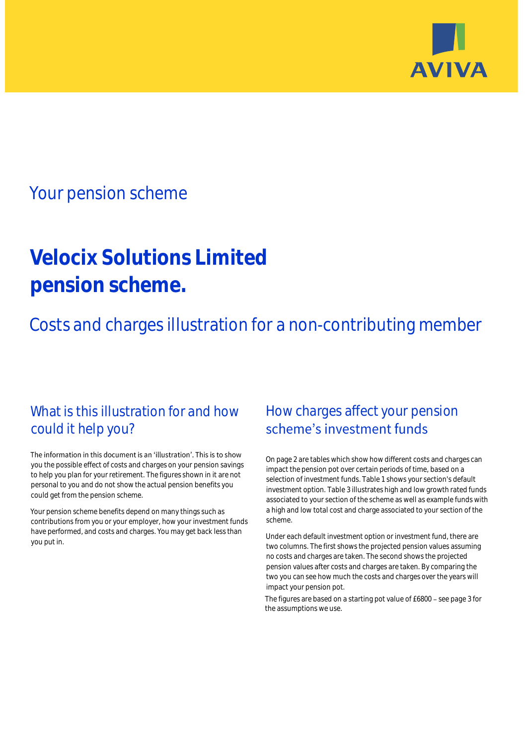AVIVA

## Your pension scheme

# Velocix Solutions Limited pension scheme.

## Costs and charges illustration for a non-contributing member

## What is this illustration for and how could it help you?

The information in this document is an 'illustration'. This is to show you the possible effect of costs and charges on your pension savings to help you plan for your retirement. The figures shown in it are not personal to you and do not show the actual pension benefits you could get from the pension scheme.

Your pension scheme benefits depend on many things such as contributions from you or your employer, how your investment funds have performed, and costs and charges. You may get back less than you put in.

## How charges affect your pension scheme's investment funds

On page 2 are tables which show how different costs and charges can impact the pension pot over certain periods of time, based on a selection of investment funds. Table 1 shows your section's default investment option. Table 3 illustrates high and low growth rated funds associated to your section of the scheme as well as example funds with a high and low total cost and charge associated to your section of the scheme.

Under each default investment option or investment fund, there are two columns. The first shows the projected pension values assuming no costs and charges are taken. The second shows the projected pension values after costs and charges are taken. By comparing the two you can see how much the costs and charges over the years will impact your pension pot.

The figures are based on a starting pot value of £6800 – see page 3 for the assumptions we use.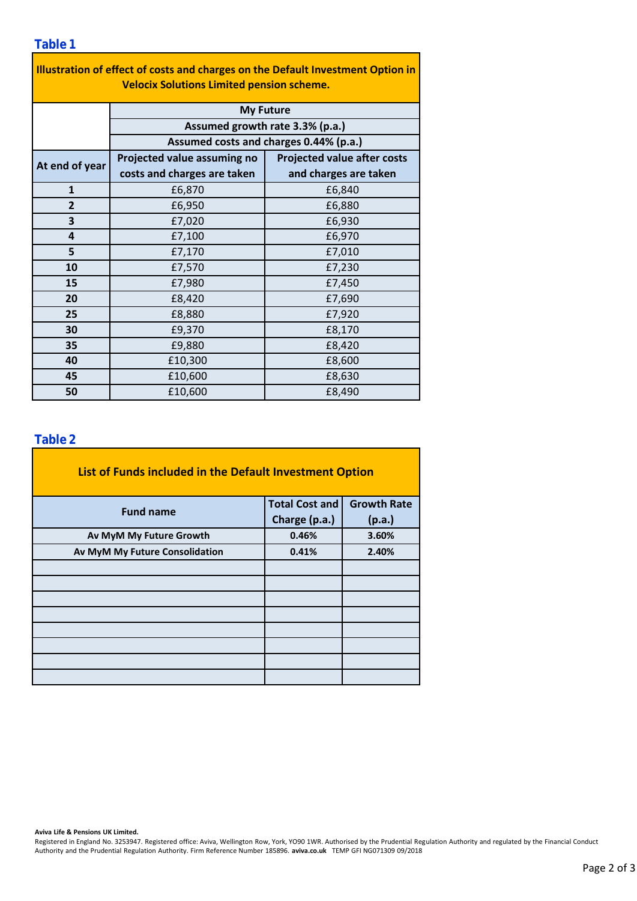### Table 1

| Illustration of effect of costs and charges on the Default Investment Option in Velocix Solutions Limited pension scheme. | | |
|---|---|---|
| | My Future | |
| | Assumed growth rate 3.3% (p.a.) | |
| | Assumed costs and charges 0.44% (p.a.) | |
| At end of year | Projected value assuming no costs and charges are taken | Projected value after costs and charges are taken |
| 1 | £6,870 | £6,840 |
| 2 | £6,950 | £6,880 |
| 3 | £7,020 | £6,930 |
| 4 | £7,100 | £6,970 |
| 5 | £7,170 | £7,010 |
| 10 | £7,570 | £7,230 |
| 15 | £7,980 | £7,450 |
| 20 | £8,420 | £7,690 |
| 25 | £8,880 | £7,920 |
| 30 | £9,370 | £8,170 |
| 35 | £9,880 | £8,420 |
| 40 | £10,300 | £8,600 |
| 45 | £10,600 | £8,630 |
| 50 | £10,600 | £8,490 |

### Table 2

| List of Funds included in the Default Investment Option | | |
|---|---|---|
| Fund name | Total Cost and Charge (p.a.) | Growth Rate (p.a.) |
| Av MyM My Future Growth | 0.46% | 3.60% |
| Av MyM My Future Consolidation | 0.41% | 2.40% |
| | | |
| | | |
| | | |
| | | |
| | | |
| | | |
| | | |
| | | |

**Aviva Life & Pensions UK Limited.**
Registered in England No. 3253947. Registered office: Aviva, Wellington Row, York, YO90 1WR. Authorised by the Prudential Regulation Authority and regulated by the Financial Conduct Authority and the Prudential Regulation Authority. Firm Reference Number 185896. **aviva.co.uk** TEMP GFI NG071309 09/2018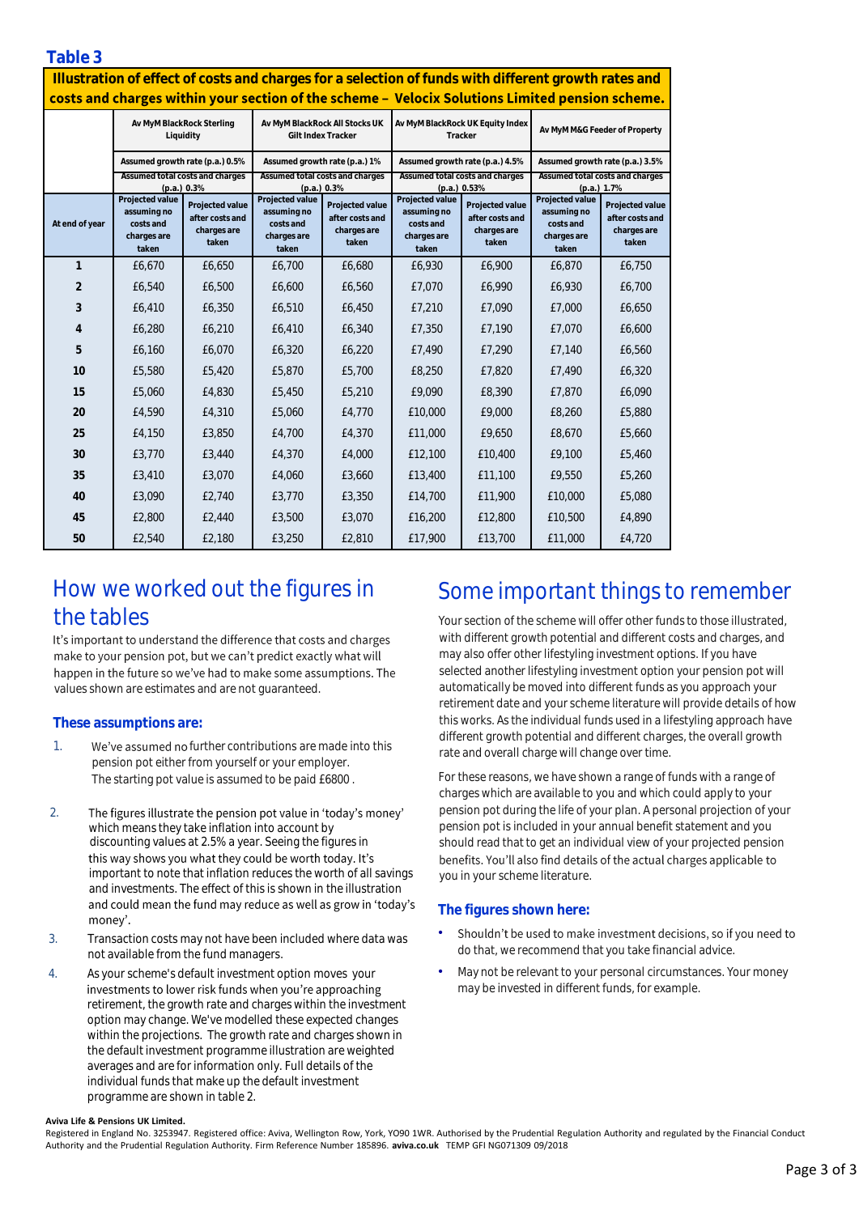## Table 3

**Illustration of effect of costs and charges for a selection of funds with different growth rates and costs and charges within your section of the scheme – Velocix Solutions Limited pension scheme.**

| | Av MyM BlackRock Sterling Liquidity | | Av MyM BlackRock All Stocks UK Gilt Index Tracker | | Av MyM BlackRock UK Equity Index Tracker | | Av MyM M&G Feeder of Property | |
|---|---|---|---|---|---|---|---|---|
| | Assumed growth rate (p.a.) 0.5% | | Assumed growth rate (p.a.) 1% | | Assumed growth rate (p.a.) 4.5% | | Assumed growth rate (p.a.) 3.5% | |
| | Assumed total costs and charges (p.a.) 0.3% | | Assumed total costs and charges (p.a.) 0.3% | | Assumed total costs and charges (p.a.) 0.53% | | Assumed total costs and charges (p.a.) 1.7% | |
| At end of year | Projected value assuming no costs and charges are taken | Projected value after costs and charges are taken | Projected value assuming no costs and charges are taken | Projected value after costs and charges are taken | Projected value assuming no costs and charges are taken | Projected value after costs and charges are taken | Projected value assuming no costs and charges are taken | Projected value after costs and charges are taken |
| 1 | £6,670 | £6,650 | £6,700 | £6,680 | £6,930 | £6,900 | £6,870 | £6,750 |
| 2 | £6,540 | £6,500 | £6,600 | £6,560 | £7,070 | £6,990 | £6,930 | £6,700 |
| 3 | £6,410 | £6,350 | £6,510 | £6,450 | £7,210 | £7,090 | £7,000 | £6,650 |
| 4 | £6,280 | £6,210 | £6,410 | £6,340 | £7,350 | £7,190 | £7,070 | £6,600 |
| 5 | £6,160 | £6,070 | £6,320 | £6,220 | £7,490 | £7,290 | £7,140 | £6,560 |
| 10 | £5,580 | £5,420 | £5,870 | £5,700 | £8,250 | £7,820 | £7,490 | £6,320 |
| 15 | £5,060 | £4,830 | £5,450 | £5,210 | £9,090 | £8,390 | £7,870 | £6,090 |
| 20 | £4,590 | £4,310 | £5,060 | £4,770 | £10,000 | £9,000 | £8,260 | £5,880 |
| 25 | £4,150 | £3,850 | £4,700 | £4,370 | £11,000 | £9,650 | £8,670 | £5,660 |
| 30 | £3,770 | £3,440 | £4,370 | £4,000 | £12,100 | £10,400 | £9,100 | £5,460 |
| 35 | £3,410 | £3,070 | £4,060 | £3,660 | £13,400 | £11,100 | £9,550 | £5,260 |
| 40 | £3,090 | £2,740 | £3,770 | £3,350 | £14,700 | £11,900 | £10,000 | £5,080 |
| 45 | £2,800 | £2,440 | £3,500 | £3,070 | £16,200 | £12,800 | £10,500 | £4,890 |
| 50 | £2,540 | £2,180 | £3,250 | £2,810 | £17,900 | £13,700 | £11,000 | £4,720 |

# How we worked out the figures in the tables

It's important to understand the difference that costs and charges make to your pension pot, but we can't predict exactly what will happen in the future so we've had to make some assumptions. The values shown are estimates and are not guaranteed.

### These assumptions are:

1. We've assumed no further contributions are made into this pension pot either from yourself or your employer. The starting pot value is assumed to be paid £6800 .
2. The figures illustrate the pension pot value in 'today's money' which means they take inflation into account by discounting values at 2.5% a year. Seeing the figures in this way shows you what they could be worth today. It's important to note that inflation reduces the worth of all savings and investments. The effect of this is shown in the illustration and could mean the fund may reduce as well as grow in 'today's money'.
3. Transaction costs may not have been included where data was not available from the fund managers.
4. As your scheme's default investment option moves your investments to lower risk funds when you're approaching retirement, the growth rate and charges within the investment option may change. We've modelled these expected changes within the projections. The growth rate and charges shown in the default investment programme illustration are weighted averages and are for information only. Full details of the individual funds that make up the default investment programme are shown in table 2.

# Some important things to remember

Your section of the scheme will offer other funds to those illustrated, with different growth potential and different costs and charges, and may also offer other lifestyling investment options. If you have selected another lifestyling investment option your pension pot will automatically be moved into different funds as you approach your retirement date and your scheme literature will provide details of how this works. As the individual funds used in a lifestyling approach have different growth potential and different charges, the overall growth rate and overall charge will change over time.

For these reasons, we have shown a range of funds with a range of charges which are available to you and which could apply to your pension pot during the life of your plan. A personal projection of your pension pot is included in your annual benefit statement and you should read that to get an individual view of your projected pension benefits. You'll also find details of the actual charges applicable to you in your scheme literature.

### The figures shown here:

- Shouldn't be used to make investment decisions, so if you need to do that, we recommend that you take financial advice.
- May not be relevant to your personal circumstances. Your money may be invested in different funds, for example.

**Aviva Life & Pensions UK Limited.**
Registered in England No. 3253947. Registered office: Aviva, Wellington Row, York, YO90 1WR. Authorised by the Prudential Regulation Authority and regulated by the Financial Conduct Authority and the Prudential Regulation Authority. Firm Reference Number 185896. **aviva.co.uk** TEMP GFI NG071309 09/2018